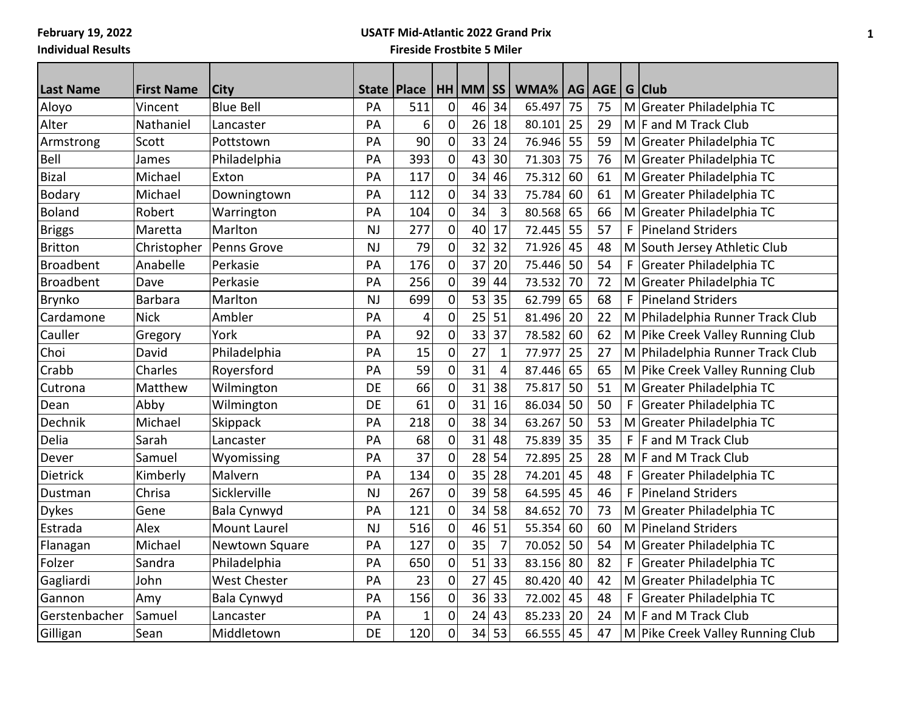**February 19, 2022**
**Individual Results**

**USATF Mid-Atlantic 2022 Grand Prix**
**Fireside Frostbite 5 Miler**

| Last Name | First Name | City | State | Place | HH | MM | SS | WMA% | AG | AGE | G | Club |
|---|---|---|---|---|---|---|---|---|---|---|---|---|
| Aloyo | Vincent | Blue Bell | PA | 511 | 0 | 46 | 34 | 65.497 | 75 | 75 | M | Greater Philadelphia TC |
| Alter | Nathaniel | Lancaster | PA | 6 | 0 | 26 | 18 | 80.101 | 25 | 29 | M | F and M Track Club |
| Armstrong | Scott | Pottstown | PA | 90 | 0 | 33 | 24 | 76.946 | 55 | 59 | M | Greater Philadelphia TC |
| Bell | James | Philadelphia | PA | 393 | 0 | 43 | 30 | 71.303 | 75 | 76 | M | Greater Philadelphia TC |
| Bizal | Michael | Exton | PA | 117 | 0 | 34 | 46 | 75.312 | 60 | 61 | M | Greater Philadelphia TC |
| Bodary | Michael | Downingtown | PA | 112 | 0 | 34 | 33 | 75.784 | 60 | 61 | M | Greater Philadelphia TC |
| Boland | Robert | Warrington | PA | 104 | 0 | 34 | 3 | 80.568 | 65 | 66 | M | Greater Philadelphia TC |
| Briggs | Maretta | Marlton | NJ | 277 | 0 | 40 | 17 | 72.445 | 55 | 57 | F | Pineland Striders |
| Britton | Christopher | Penns Grove | NJ | 79 | 0 | 32 | 32 | 71.926 | 45 | 48 | M | South Jersey Athletic Club |
| Broadbent | Anabelle | Perkasie | PA | 176 | 0 | 37 | 20 | 75.446 | 50 | 54 | F | Greater Philadelphia TC |
| Broadbent | Dave | Perkasie | PA | 256 | 0 | 39 | 44 | 73.532 | 70 | 72 | M | Greater Philadelphia TC |
| Brynko | Barbara | Marlton | NJ | 699 | 0 | 53 | 35 | 62.799 | 65 | 68 | F | Pineland Striders |
| Cardamone | Nick | Ambler | PA | 4 | 0 | 25 | 51 | 81.496 | 20 | 22 | M | Philadelphia Runner Track Club |
| Cauller | Gregory | York | PA | 92 | 0 | 33 | 37 | 78.582 | 60 | 62 | M | Pike Creek Valley Running Club |
| Choi | David | Philadelphia | PA | 15 | 0 | 27 | 1 | 77.977 | 25 | 27 | M | Philadelphia Runner Track Club |
| Crabb | Charles | Royersford | PA | 59 | 0 | 31 | 4 | 87.446 | 65 | 65 | M | Pike Creek Valley Running Club |
| Cutrona | Matthew | Wilmington | DE | 66 | 0 | 31 | 38 | 75.817 | 50 | 51 | M | Greater Philadelphia TC |
| Dean | Abby | Wilmington | DE | 61 | 0 | 31 | 16 | 86.034 | 50 | 50 | F | Greater Philadelphia TC |
| Dechnik | Michael | Skippack | PA | 218 | 0 | 38 | 34 | 63.267 | 50 | 53 | M | Greater Philadelphia TC |
| Delia | Sarah | Lancaster | PA | 68 | 0 | 31 | 48 | 75.839 | 35 | 35 | F | F and M Track Club |
| Dever | Samuel | Wyomissing | PA | 37 | 0 | 28 | 54 | 72.895 | 25 | 28 | M | F and M Track Club |
| Dietrick | Kimberly | Malvern | PA | 134 | 0 | 35 | 28 | 74.201 | 45 | 48 | F | Greater Philadelphia TC |
| Dustman | Chrisa | Sicklerville | NJ | 267 | 0 | 39 | 58 | 64.595 | 45 | 46 | F | Pineland Striders |
| Dykes | Gene | Bala Cynwyd | PA | 121 | 0 | 34 | 58 | 84.652 | 70 | 73 | M | Greater Philadelphia TC |
| Estrada | Alex | Mount Laurel | NJ | 516 | 0 | 46 | 51 | 55.354 | 60 | 60 | M | Pineland Striders |
| Flanagan | Michael | Newtown Square | PA | 127 | 0 | 35 | 7 | 70.052 | 50 | 54 | M | Greater Philadelphia TC |
| Folzer | Sandra | Philadelphia | PA | 650 | 0 | 51 | 33 | 83.156 | 80 | 82 | F | Greater Philadelphia TC |
| Gagliardi | John | West Chester | PA | 23 | 0 | 27 | 45 | 80.420 | 40 | 42 | M | Greater Philadelphia TC |
| Gannon | Amy | Bala Cynwyd | PA | 156 | 0 | 36 | 33 | 72.002 | 45 | 48 | F | Greater Philadelphia TC |
| Gerstenbacher | Samuel | Lancaster | PA | 1 | 0 | 24 | 43 | 85.233 | 20 | 24 | M | F and M Track Club |
| Gilligan | Sean | Middletown | DE | 120 | 0 | 34 | 53 | 66.555 | 45 | 47 | M | Pike Creek Valley Running Club |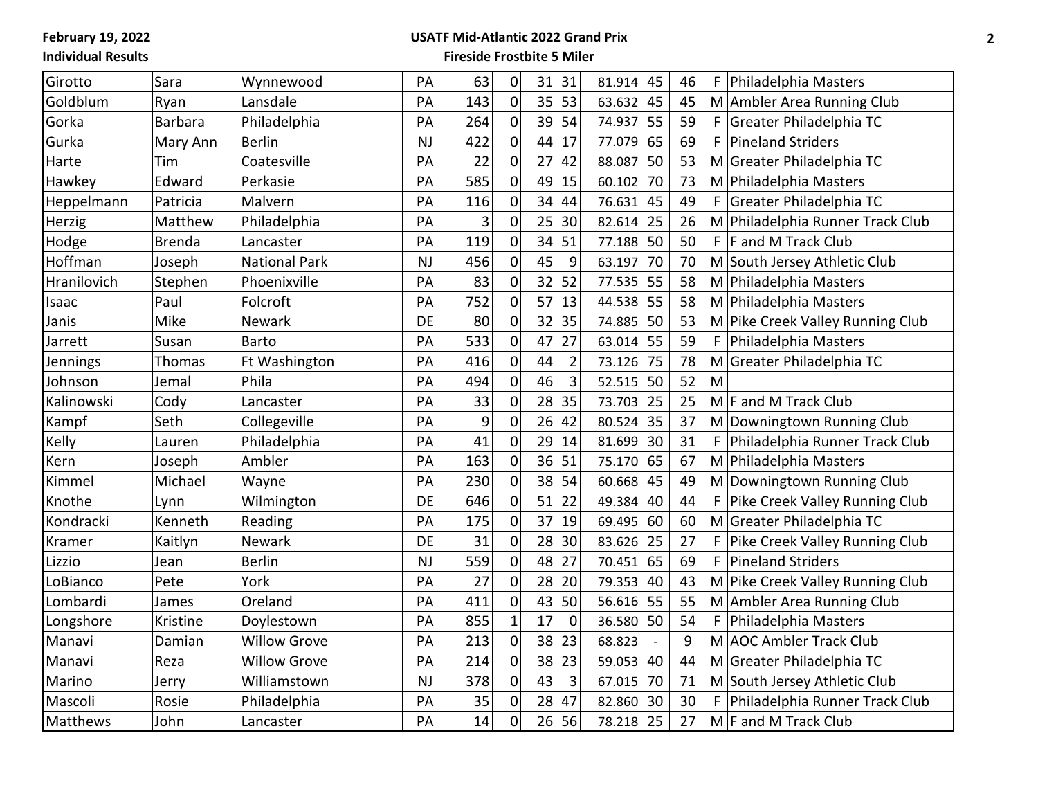**February 19, 2022**
**Individual Results**

**USATF Mid-Atlantic 2022 Grand Prix**
**Fireside Frostbite 5 Miler**

| | | | | | | | | | | | | |
|---|---|---|---|---|---|---|---|---|---|---|---|---|
| Girotto | Sara | Wynnewood | PA | 63 | 0 | 31 | 31 | 81.914 | 45 | 46 | F | Philadelphia Masters |
| Goldblum | Ryan | Lansdale | PA | 143 | 0 | 35 | 53 | 63.632 | 45 | 45 | M | Ambler Area Running Club |
| Gorka | Barbara | Philadelphia | PA | 264 | 0 | 39 | 54 | 74.937 | 55 | 59 | F | Greater Philadelphia TC |
| Gurka | Mary Ann | Berlin | NJ | 422 | 0 | 44 | 17 | 77.079 | 65 | 69 | F | Pineland Striders |
| Harte | Tim | Coatesville | PA | 22 | 0 | 27 | 42 | 88.087 | 50 | 53 | M | Greater Philadelphia TC |
| Hawkey | Edward | Perkasie | PA | 585 | 0 | 49 | 15 | 60.102 | 70 | 73 | M | Philadelphia Masters |
| Heppelmann | Patricia | Malvern | PA | 116 | 0 | 34 | 44 | 76.631 | 45 | 49 | F | Greater Philadelphia TC |
| Herzig | Matthew | Philadelphia | PA | 3 | 0 | 25 | 30 | 82.614 | 25 | 26 | M | Philadelphia Runner Track Club |
| Hodge | Brenda | Lancaster | PA | 119 | 0 | 34 | 51 | 77.188 | 50 | 50 | F | F and M Track Club |
| Hoffman | Joseph | National Park | NJ | 456 | 0 | 45 | 9 | 63.197 | 70 | 70 | M | South Jersey Athletic Club |
| Hranilovich | Stephen | Phoenixville | PA | 83 | 0 | 32 | 52 | 77.535 | 55 | 58 | M | Philadelphia Masters |
| Isaac | Paul | Folcroft | PA | 752 | 0 | 57 | 13 | 44.538 | 55 | 58 | M | Philadelphia Masters |
| Janis | Mike | Newark | DE | 80 | 0 | 32 | 35 | 74.885 | 50 | 53 | M | Pike Creek Valley Running Club |
| Jarrett | Susan | Barto | PA | 533 | 0 | 47 | 27 | 63.014 | 55 | 59 | F | Philadelphia Masters |
| Jennings | Thomas | Ft Washington | PA | 416 | 0 | 44 | 2 | 73.126 | 75 | 78 | M | Greater Philadelphia TC |
| Johnson | Jemal | Phila | PA | 494 | 0 | 46 | 3 | 52.515 | 50 | 52 | M | |
| Kalinowski | Cody | Lancaster | PA | 33 | 0 | 28 | 35 | 73.703 | 25 | 25 | M | F and M Track Club |
| Kampf | Seth | Collegeville | PA | 9 | 0 | 26 | 42 | 80.524 | 35 | 37 | M | Downingtown Running Club |
| Kelly | Lauren | Philadelphia | PA | 41 | 0 | 29 | 14 | 81.699 | 30 | 31 | F | Philadelphia Runner Track Club |
| Kern | Joseph | Ambler | PA | 163 | 0 | 36 | 51 | 75.170 | 65 | 67 | M | Philadelphia Masters |
| Kimmel | Michael | Wayne | PA | 230 | 0 | 38 | 54 | 60.668 | 45 | 49 | M | Downingtown Running Club |
| Knothe | Lynn | Wilmington | DE | 646 | 0 | 51 | 22 | 49.384 | 40 | 44 | F | Pike Creek Valley Running Club |
| Kondracki | Kenneth | Reading | PA | 175 | 0 | 37 | 19 | 69.495 | 60 | 60 | M | Greater Philadelphia TC |
| Kramer | Kaitlyn | Newark | DE | 31 | 0 | 28 | 30 | 83.626 | 25 | 27 | F | Pike Creek Valley Running Club |
| Lizzio | Jean | Berlin | NJ | 559 | 0 | 48 | 27 | 70.451 | 65 | 69 | F | Pineland Striders |
| LoBianco | Pete | York | PA | 27 | 0 | 28 | 20 | 79.353 | 40 | 43 | M | Pike Creek Valley Running Club |
| Lombardi | James | Oreland | PA | 411 | 0 | 43 | 50 | 56.616 | 55 | 55 | M | Ambler Area Running Club |
| Longshore | Kristine | Doylestown | PA | 855 | 1 | 17 | 0 | 36.580 | 50 | 54 | F | Philadelphia Masters |
| Manavi | Damian | Willow Grove | PA | 213 | 0 | 38 | 23 | 68.823 | - | 9 | M | AOC Ambler Track Club |
| Manavi | Reza | Willow Grove | PA | 214 | 0 | 38 | 23 | 59.053 | 40 | 44 | M | Greater Philadelphia TC |
| Marino | Jerry | Williamstown | NJ | 378 | 0 | 43 | 3 | 67.015 | 70 | 71 | M | South Jersey Athletic Club |
| Mascoli | Rosie | Philadelphia | PA | 35 | 0 | 28 | 47 | 82.860 | 30 | 30 | F | Philadelphia Runner Track Club |
| Matthews | John | Lancaster | PA | 14 | 0 | 26 | 56 | 78.218 | 25 | 27 | M | F and M Track Club |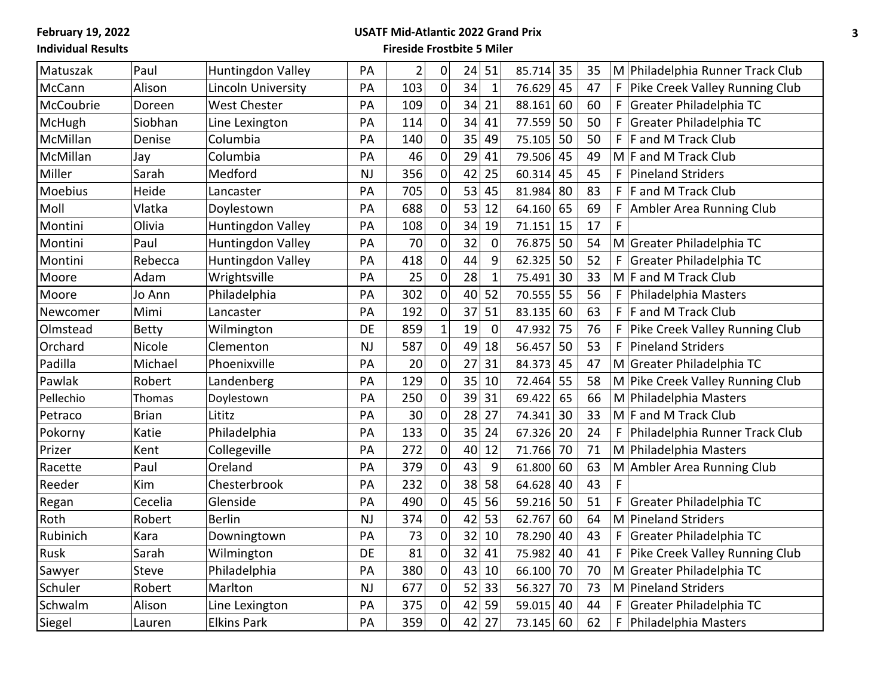| | | | | | | | | | | | | |
|---|---|---|---|---|---|---|---|---|---|---|---|---|
| Matuszak | Paul | Huntingdon Valley | PA | 2 | 0 | 24 | 51 | 85.714 | 35 | 35 | M | Philadelphia Runner Track Club |
| McCann | Alison | Lincoln University | PA | 103 | 0 | 34 | 1 | 76.629 | 45 | 47 | F | Pike Creek Valley Running Club |
| McCoubrie | Doreen | West Chester | PA | 109 | 0 | 34 | 21 | 88.161 | 60 | 60 | F | Greater Philadelphia TC |
| McHugh | Siobhan | Line Lexington | PA | 114 | 0 | 34 | 41 | 77.559 | 50 | 50 | F | Greater Philadelphia TC |
| McMillan | Denise | Columbia | PA | 140 | 0 | 35 | 49 | 75.105 | 50 | 50 | F | F and M Track Club |
| McMillan | Jay | Columbia | PA | 46 | 0 | 29 | 41 | 79.506 | 45 | 49 | M | F and M Track Club |
| Miller | Sarah | Medford | NJ | 356 | 0 | 42 | 25 | 60.314 | 45 | 45 | F | Pineland Striders |
| Moebius | Heide | Lancaster | PA | 705 | 0 | 53 | 45 | 81.984 | 80 | 83 | F | F and M Track Club |
| Moll | Vlatka | Doylestown | PA | 688 | 0 | 53 | 12 | 64.160 | 65 | 69 | F | Ambler Area Running Club |
| Montini | Olivia | Huntingdon Valley | PA | 108 | 0 | 34 | 19 | 71.151 | 15 | 17 | F | |
| Montini | Paul | Huntingdon Valley | PA | 70 | 0 | 32 | 0 | 76.875 | 50 | 54 | M | Greater Philadelphia TC |
| Montini | Rebecca | Huntingdon Valley | PA | 418 | 0 | 44 | 9 | 62.325 | 50 | 52 | F | Greater Philadelphia TC |
| Moore | Adam | Wrightsville | PA | 25 | 0 | 28 | 1 | 75.491 | 30 | 33 | M | F and M Track Club |
| Moore | Jo Ann | Philadelphia | PA | 302 | 0 | 40 | 52 | 70.555 | 55 | 56 | F | Philadelphia Masters |
| Newcomer | Mimi | Lancaster | PA | 192 | 0 | 37 | 51 | 83.135 | 60 | 63 | F | F and M Track Club |
| Olmstead | Betty | Wilmington | DE | 859 | 1 | 19 | 0 | 47.932 | 75 | 76 | F | Pike Creek Valley Running Club |
| Orchard | Nicole | Clementon | NJ | 587 | 0 | 49 | 18 | 56.457 | 50 | 53 | F | Pineland Striders |
| Padilla | Michael | Phoenixville | PA | 20 | 0 | 27 | 31 | 84.373 | 45 | 47 | M | Greater Philadelphia TC |
| Pawlak | Robert | Landenberg | PA | 129 | 0 | 35 | 10 | 72.464 | 55 | 58 | M | Pike Creek Valley Running Club |
| Pellechio | Thomas | Doylestown | PA | 250 | 0 | 39 | 31 | 69.422 | 65 | 66 | M | Philadelphia Masters |
| Petraco | Brian | Lititz | PA | 30 | 0 | 28 | 27 | 74.341 | 30 | 33 | M | F and M Track Club |
| Pokorny | Katie | Philadelphia | PA | 133 | 0 | 35 | 24 | 67.326 | 20 | 24 | F | Philadelphia Runner Track Club |
| Prizer | Kent | Collegeville | PA | 272 | 0 | 40 | 12 | 71.766 | 70 | 71 | M | Philadelphia Masters |
| Racette | Paul | Oreland | PA | 379 | 0 | 43 | 9 | 61.800 | 60 | 63 | M | Ambler Area Running Club |
| Reeder | Kim | Chesterbrook | PA | 232 | 0 | 38 | 58 | 64.628 | 40 | 43 | F | |
| Regan | Cecelia | Glenside | PA | 490 | 0 | 45 | 56 | 59.216 | 50 | 51 | F | Greater Philadelphia TC |
| Roth | Robert | Berlin | NJ | 374 | 0 | 42 | 53 | 62.767 | 60 | 64 | M | Pineland Striders |
| Rubinich | Kara | Downingtown | PA | 73 | 0 | 32 | 10 | 78.290 | 40 | 43 | F | Greater Philadelphia TC |
| Rusk | Sarah | Wilmington | DE | 81 | 0 | 32 | 41 | 75.982 | 40 | 41 | F | Pike Creek Valley Running Club |
| Sawyer | Steve | Philadelphia | PA | 380 | 0 | 43 | 10 | 66.100 | 70 | 70 | M | Greater Philadelphia TC |
| Schuler | Robert | Marlton | NJ | 677 | 0 | 52 | 33 | 56.327 | 70 | 73 | M | Pineland Striders |
| Schwalm | Alison | Line Lexington | PA | 375 | 0 | 42 | 59 | 59.015 | 40 | 44 | F | Greater Philadelphia TC |
| Siegel | Lauren | Elkins Park | PA | 359 | 0 | 42 | 27 | 73.145 | 60 | 62 | F | Philadelphia Masters |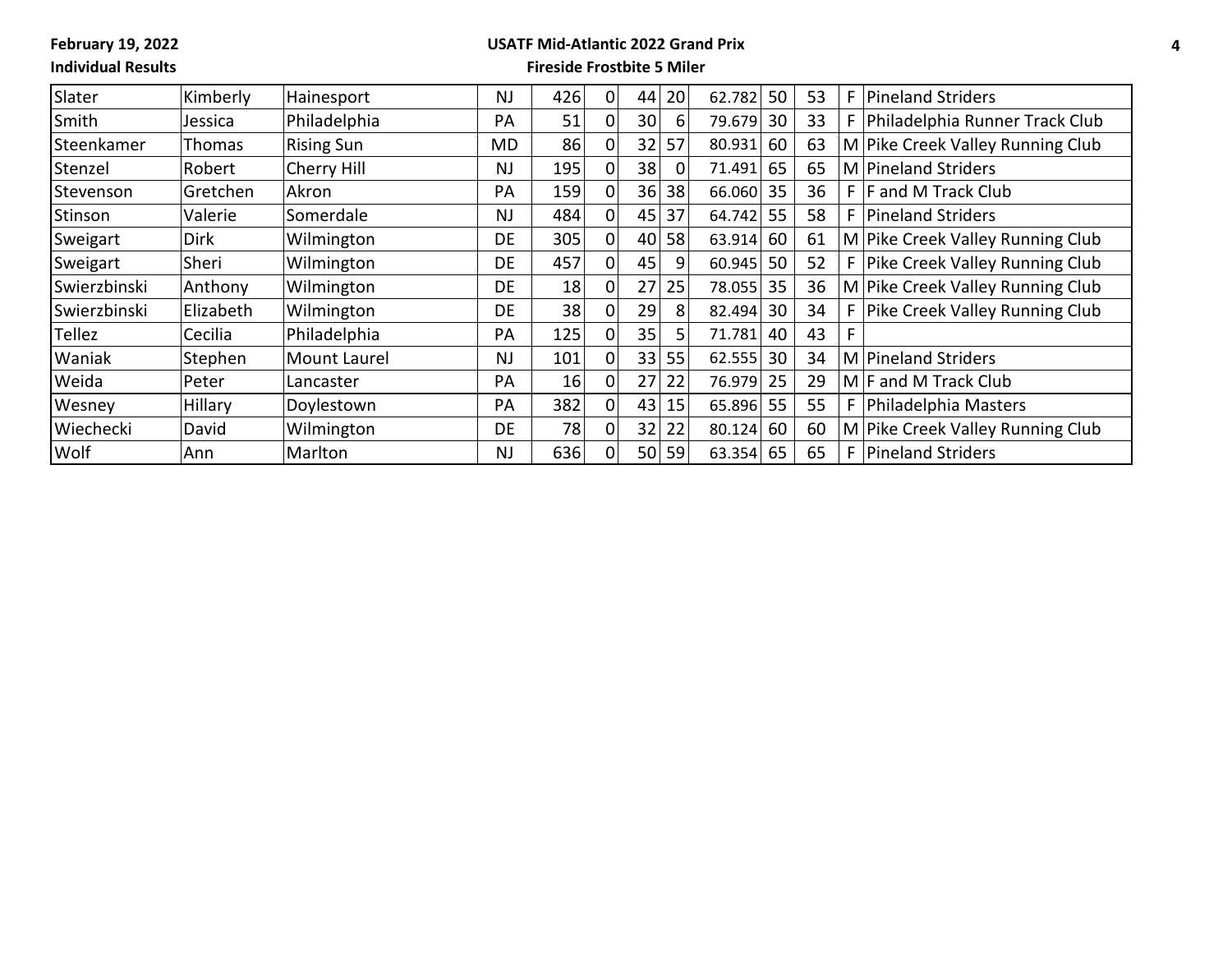**February 19, 2022**
**Individual Results**

**USATF Mid-Atlantic 2022 Grand Prix**
**Fireside Frostbite 5 Miler**

| | | | | | | | | | | | | |
|---|---|---|---|---|---|---|---|---|---|---|---|---|
| Slater | Kimberly | Hainesport | NJ | 426 | 0 | 44 | 20 | 62.782 | 50 | 53 | F | Pineland Striders |
| Smith | Jessica | Philadelphia | PA | 51 | 0 | 30 | 6 | 79.679 | 30 | 33 | F | Philadelphia Runner Track Club |
| Steenkamer | Thomas | Rising Sun | MD | 86 | 0 | 32 | 57 | 80.931 | 60 | 63 | M | Pike Creek Valley Running Club |
| Stenzel | Robert | Cherry Hill | NJ | 195 | 0 | 38 | 0 | 71.491 | 65 | 65 | M | Pineland Striders |
| Stevenson | Gretchen | Akron | PA | 159 | 0 | 36 | 38 | 66.060 | 35 | 36 | F | F and M Track Club |
| Stinson | Valerie | Somerdale | NJ | 484 | 0 | 45 | 37 | 64.742 | 55 | 58 | F | Pineland Striders |
| Sweigart | Dirk | Wilmington | DE | 305 | 0 | 40 | 58 | 63.914 | 60 | 61 | M | Pike Creek Valley Running Club |
| Sweigart | Sheri | Wilmington | DE | 457 | 0 | 45 | 9 | 60.945 | 50 | 52 | F | Pike Creek Valley Running Club |
| Swierzbinski | Anthony | Wilmington | DE | 18 | 0 | 27 | 25 | 78.055 | 35 | 36 | M | Pike Creek Valley Running Club |
| Swierzbinski | Elizabeth | Wilmington | DE | 38 | 0 | 29 | 8 | 82.494 | 30 | 34 | F | Pike Creek Valley Running Club |
| Tellez | Cecilia | Philadelphia | PA | 125 | 0 | 35 | 5 | 71.781 | 40 | 43 | F | |
| Waniak | Stephen | Mount Laurel | NJ | 101 | 0 | 33 | 55 | 62.555 | 30 | 34 | M | Pineland Striders |
| Weida | Peter | Lancaster | PA | 16 | 0 | 27 | 22 | 76.979 | 25 | 29 | M | F and M Track Club |
| Wesney | Hillary | Doylestown | PA | 382 | 0 | 43 | 15 | 65.896 | 55 | 55 | F | Philadelphia Masters |
| Wiechecki | David | Wilmington | DE | 78 | 0 | 32 | 22 | 80.124 | 60 | 60 | M | Pike Creek Valley Running Club |
| Wolf | Ann | Marlton | NJ | 636 | 0 | 50 | 59 | 63.354 | 65 | 65 | F | Pineland Striders |